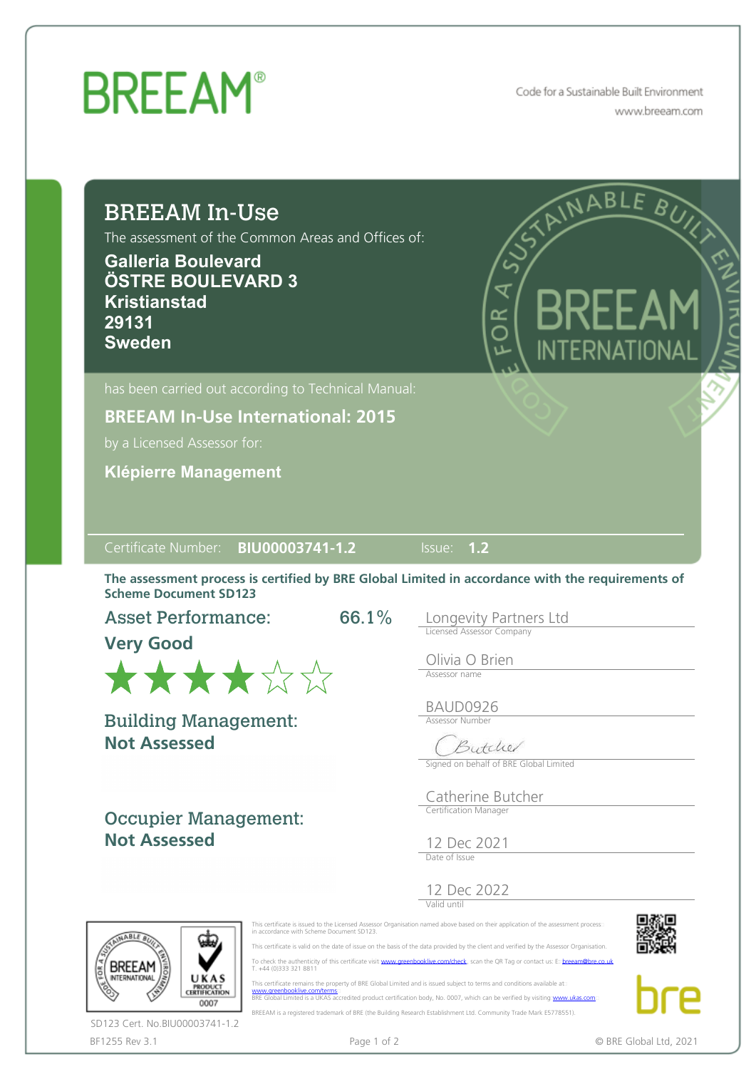# BREEAM®

Code for a Sustainable Built Environment
www.breeam.com

## BREEAM In-Use

The assessment of the Common Areas and Offices of:

**Galleria Boulevard**
**ÖSTRE BOULEVARD 3**
**Kristianstad**
**29131**
**Sweden**

has been carried out according to Technical Manual:

**BREEAM In-Use International: 2015**

by a Licensed Assessor for:

**Klépierre Management**

Certificate Number: **BIU00003741-1.2** Issue: **1.2**

**The assessment process is certified by BRE Global Limited in accordance with the requirements of Scheme Document SD123**

**Asset Performance:** 66.1%
**Very Good**
★★★★☆☆

**Building Management:**
**Not Assessed**

**Occupier Management:**
**Not Assessed**

Longevity Partners Ltd
Licensed Assessor Company

Olivia O Brien
Assessor name

BAUD0926
Assessor Number

Signed on behalf of BRE Global Limited

Catherine Butcher
Certification Manager

12 Dec 2021
Date of Issue

12 Dec 2022
Valid until

This certificate is issued to the Licensed Assessor Organisation named above based on their application of the assessment process in accordance with Scheme Document SD123.

This certificate is valid on the date of issue on the basis of the data provided by the client and verified by the Assessor Organisation.

To check the authenticity of this certificate visit www.greenbooklive.com/check, scan the QR Tag or contact us: E: breeam@bre.co.uk T. +44 (0)333 321 8811

This certificate remains the property of BRE Global Limited and is issued subject to terms and conditions available at www.greenbooklive.com/terms
BRE Global Limited is a UKAS accredited product certification body, No. 0007, which can be verified by visiting www.ukas.com

BREEAM is a registered trademark of BRE (the Building Research Establishment Ltd. Community Trade Mark E5778551).

SD123 Cert. No.BIU00003741-1.2

BF1255 Rev 3.1

© BRE Global Ltd, 2021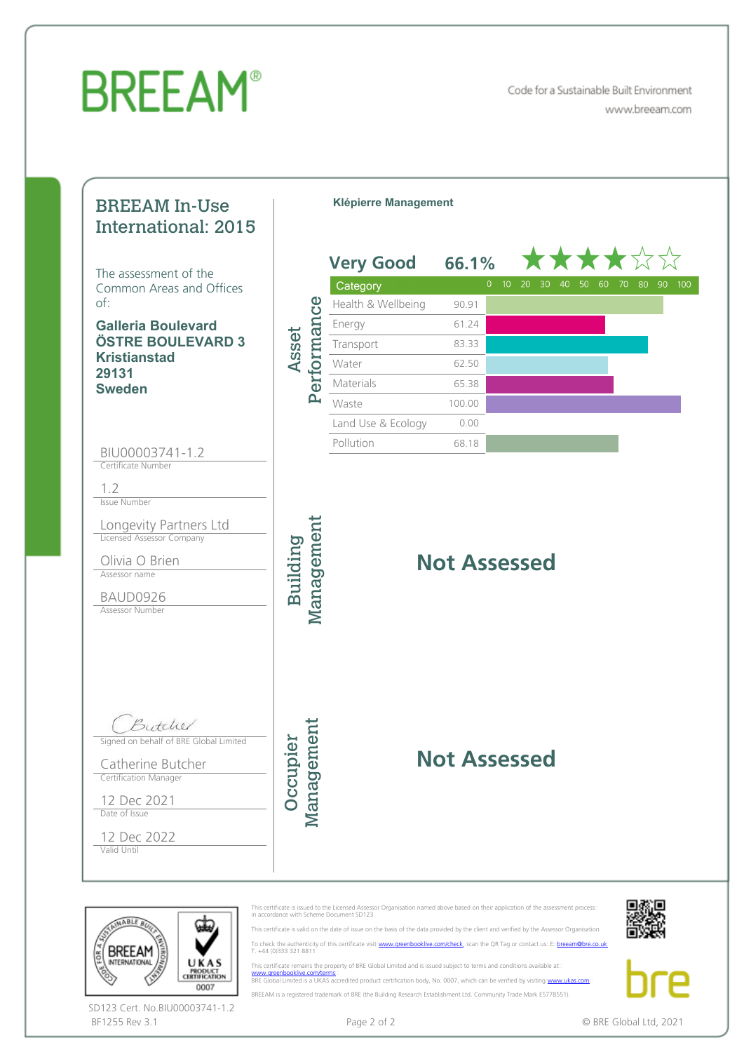# BREEAM®

Code for a Sustainable Built Environment
www.breeam.com

## BREEAM In-Use International: 2015

The assessment of the Common Areas and Offices of:

**Galleria Boulevard**
**ÖSTRE BOULEVARD 3**
**Kristianstad**
**29131**
**Sweden**

BIU00003741-1.2
Certificate Number

1.2
Issue Number

Longevity Partners Ltd
Licensed Assessor Company

Olivia O Brien
Assessor name

BAUD0926
Assessor Number

Signed on behalf of BRE Global Limited

Catherine Butcher
Certification Manager

12 Dec 2021
Date of Issue

12 Dec 2022
Valid Until

**Klépierre Management**

### Asset Performance

**Very Good 66.1%** ★★★★☆☆

Category

0 10 20 30 40 50 60 70 80 90 100

Health & Wellbeing 90.91
Energy 61.24
Transport 83.33
Water 62.50
Materials 65.38
Waste 100.00
Land Use & Ecology 0.00
Pollution 68.18

### Building Management

**Not Assessed**

### Occupier Management

**Not Assessed**

This certificate is issued to the Licensed Assessor Organisation named above based on their application of the assessment process in accordance with Scheme Document SD123.

This certificate is valid on the date of issue on the basis of the data provided by the client and verified by the Assessor Organisation.

To check the authenticity of this certificate visit www.greenbooklive.com/check, scan the QR Tag or contact us: E: breeam@bre.co.uk T. +44 (0)333 321 8811

This certificate remains the property of BRE Global Limited and is issued subject to terms and conditions available at: www.greenbooklive.com/terms
BRE Global Limited is a UKAS accredited product certification body, No. 0007, which can be verified by visiting www.ukas.com

BREEAM is a registered trademark of BRE (the Building Research Establishment Ltd. Community Trade Mark E5778551).

SD123 Cert. No.BIU00003741-1.2
BF1255 Rev 3.1

© BRE Global Ltd, 2021